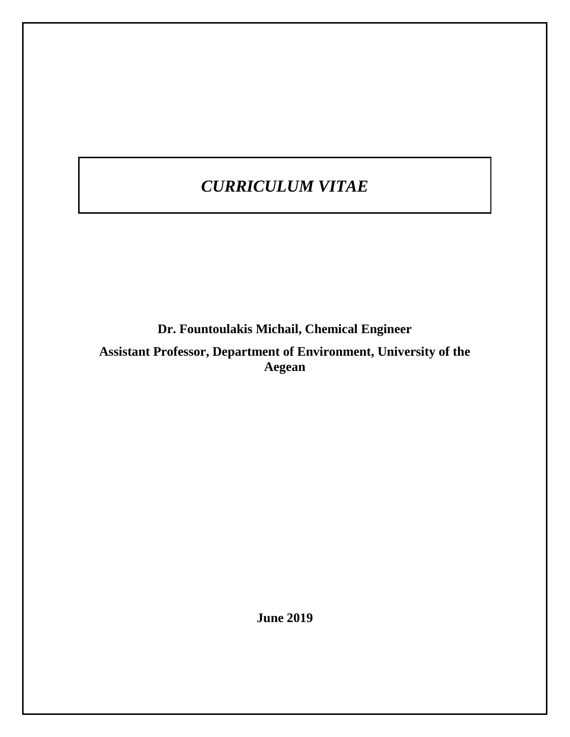# *CURRICULUM VITAE*

**Dr. Fountoulakis Michail, Chemical Engineer**

**Assistant Professor, Department of Environment, University of the Aegean**

**June 2019**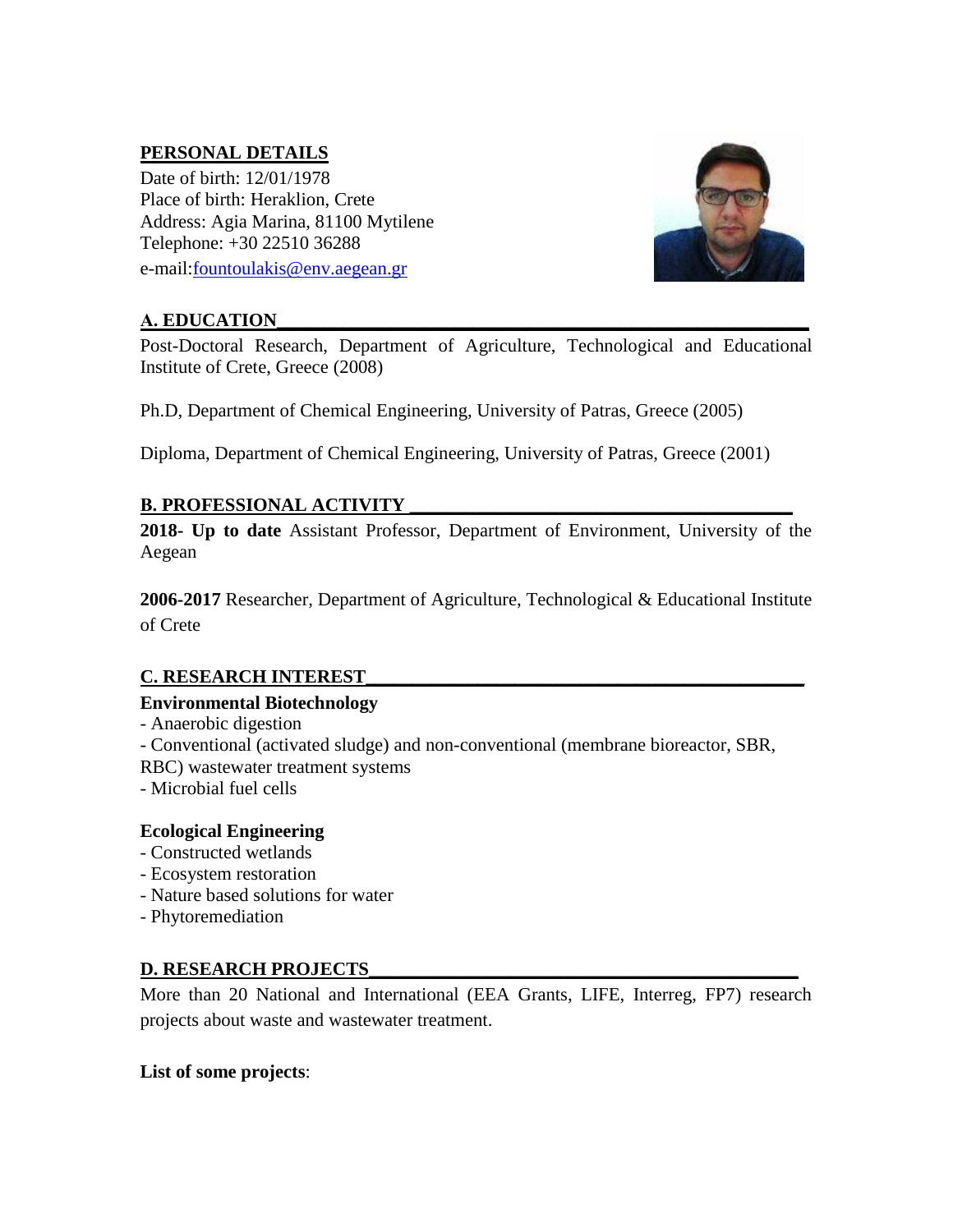## PERSONAL DETAILS

Date of birth: 12/01/1978
Place of birth: Heraklion, Crete
Address: Agia Marina, 81100 Mytilene
Telephone: +30 22510 36288
e-mail:fountoulakis@env.aegean.gr

## A. EDUCATION

Post-Doctoral Research, Department of Agriculture, Technological and Educational Institute of Crete, Greece (2008)

Ph.D, Department of Chemical Engineering, University of Patras, Greece (2005)

Diploma, Department of Chemical Engineering, University of Patras, Greece (2001)

## B. PROFESSIONAL ACTIVITY

**2018- Up to date** Assistant Professor, Department of Environment, University of the Aegean

**2006-2017** Researcher, Department of Agriculture, Technological & Educational Institute of Crete

## C. RESEARCH INTEREST

**Environmental Biotechnology**

- Anaerobic digestion
- Conventional (activated sludge) and non-conventional (membrane bioreactor, SBR, RBC) wastewater treatment systems
- Microbial fuel cells

**Ecological Engineering**

- Constructed wetlands
- Ecosystem restoration
- Nature based solutions for water
- Phytoremediation

## D. RESEARCH PROJECTS

More than 20 National and International (EEA Grants, LIFE, Interreg, FP7) research projects about waste and wastewater treatment.

**List of some projects**: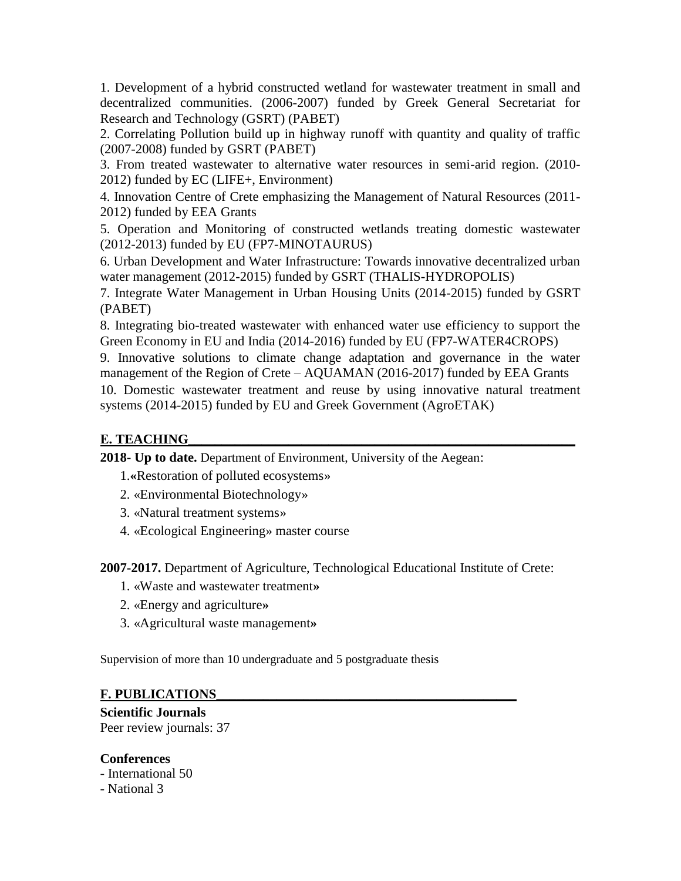1. Development of a hybrid constructed wetland for wastewater treatment in small and decentralized communities. (2006-2007) funded by Greek General Secretariat for Research and Technology (GSRT) (PABET)
2. Correlating Pollution build up in highway runoff with quantity and quality of traffic (2007-2008) funded by GSRT (PABET)
3. From treated wastewater to alternative water resources in semi-arid region. (2010-2012) funded by EC (LIFE+, Environment)
4. Innovation Centre of Crete emphasizing the Management of Natural Resources (2011-2012) funded by EEA Grants
5. Operation and Monitoring of constructed wetlands treating domestic wastewater (2012-2013) funded by EU (FP7-MINOTAURUS)
6. Urban Development and Water Infrastructure: Towards innovative decentralized urban water management (2012-2015) funded by GSRT (THALIS-HYDROPOLIS)
7. Integrate Water Management in Urban Housing Units (2014-2015) funded by GSRT (PABET)
8. Integrating bio-treated wastewater with enhanced water use efficiency to support the Green Economy in EU and India (2014-2016) funded by EU (FP7-WATER4CROPS)
9. Innovative solutions to climate change adaptation and governance in the water management of the Region of Crete – AQUAMAN (2016-2017) funded by EEA Grants
10. Domestic wastewater treatment and reuse by using innovative natural treatment systems (2014-2015) funded by EU and Greek Government (AgroETAK)

## E. TEACHING

**2018- Up to date.** Department of Environment, University of the Aegean:

1. «Restoration of polluted ecosystems»
2. «Environmental Biotechnology»
3. «Natural treatment systems»
4. «Ecological Engineering» master course

**2007-2017.** Department of Agriculture, Technological Educational Institute of Crete:

1. «Waste and wastewater treatment»
2. «Energy and agriculture»
3. «Agricultural waste management»

Supervision of more than 10 undergraduate and 5 postgraduate thesis

## F. PUBLICATIONS

**Scientific Journals**

Peer review journals: 37

**Conferences**

- International 50
- National 3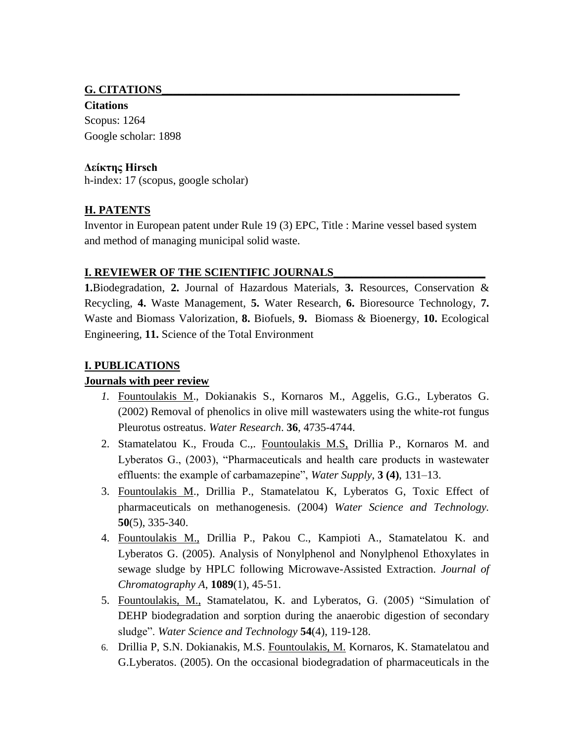## G. CITATIONS

**Citations**

Scopus: 1264

Google scholar: 1898

**Δείκτης Hirsch**

h-index: 17 (scopus, google scholar)

## H. PATENTS

Inventor in European patent under Rule 19 (3) EPC, Title : Marine vessel based system and method of managing municipal solid waste.

## I. REVIEWER OF THE SCIENTIFIC JOURNALS

**1.**Biodegradation, **2.** Journal of Hazardous Materials, **3.** Resources, Conservation & Recycling, **4.** Waste Management, **5.** Water Research, **6.** Bioresource Technology, **7.** Waste and Biomass Valorization, **8.** Biofuels, **9.** Biomass & Bioenergy, **10.** Ecological Engineering, **11.** Science of the Total Environment

## I. PUBLICATIONS

### Journals with peer review

1. Fountoulakis M., Dokianakis S., Kornaros M., Aggelis, G.G., Lyberatos G. (2002) Removal of phenolics in olive mill wastewaters using the white-rot fungus Pleurotus ostreatus. *Water Research*. **36**, 4735-4744.
2. Stamatelatou K., Frouda C.,. Fountoulakis M.S, Drillia P., Kornaros M. and Lyberatos G., (2003), "Pharmaceuticals and health care products in wastewater effluents: the example of carbamazepine", *Water Supply*, **3 (4)**, 131–13.
3. Fountoulakis M., Drillia P., Stamatelatou K, Lyberatos G, Toxic Effect of pharmaceuticals on methanogenesis. (2004) *Water Science and Technology.* **50**(5), 335-340.
4. Fountoulakis M., Drillia P., Pakou C., Kampioti A., Stamatelatou K. and Lyberatos G. (2005). Analysis of Nonylphenol and Nonylphenol Ethoxylates in sewage sludge by HPLC following Microwave-Assisted Extraction. *Journal of Chromatography A*, **1089**(1), 45-51.
5. Fountoulakis, M., Stamatelatou, K. and Lyberatos, G. (2005) "Simulation of DEHP biodegradation and sorption during the anaerobic digestion of secondary sludge". *Water Science and Technology* **54**(4), 119-128.
6. Drillia P, S.N. Dokianakis, M.S. Fountoulakis, M. Kornaros, K. Stamatelatou and G.Lyberatos. (2005). On the occasional biodegradation of pharmaceuticals in the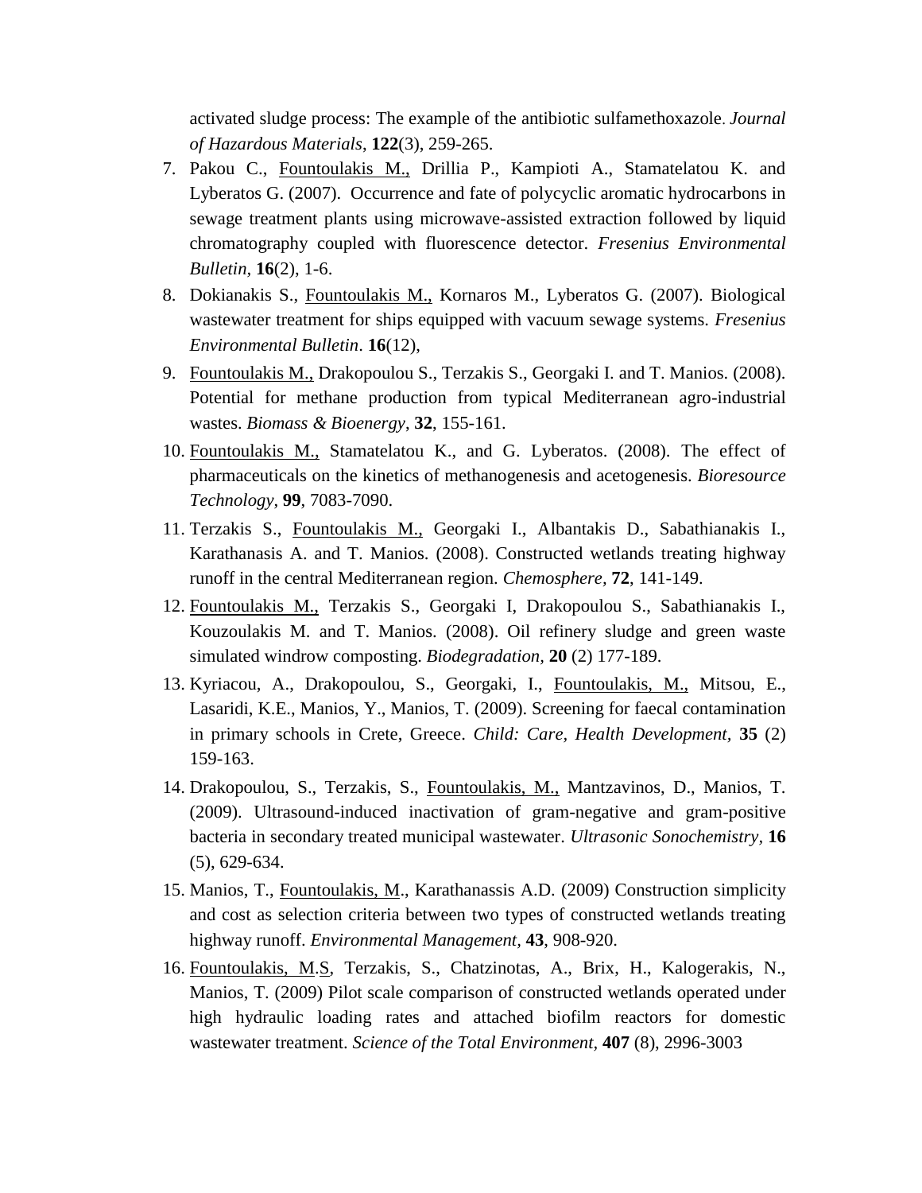activated sludge process: The example of the antibiotic sulfamethoxazole. *Journal of Hazardous Materials*, **122**(3), 259-265.

7. Pakou C., Fountoulakis M., Drillia P., Kampioti A., Stamatelatou K. and Lyberatos G. (2007). Occurrence and fate of polycyclic aromatic hydrocarbons in sewage treatment plants using microwave-assisted extraction followed by liquid chromatography coupled with fluorescence detector. *Fresenius Environmental Bulletin*, **16**(2), 1-6.
8. Dokianakis S., Fountoulakis M., Kornaros M., Lyberatos G. (2007). Biological wastewater treatment for ships equipped with vacuum sewage systems. *Fresenius Environmental Bulletin*. **16**(12),
9. Fountoulakis M., Drakopoulou S., Terzakis S., Georgaki I. and T. Manios. (2008). Potential for methane production from typical Mediterranean agro-industrial wastes. *Biomass & Bioenergy*, **32**, 155-161.
10. Fountoulakis M., Stamatelatou K., and G. Lyberatos. (2008). The effect of pharmaceuticals on the kinetics of methanogenesis and acetogenesis. *Bioresource Technology*, **99**, 7083-7090.
11. Terzakis S., Fountoulakis M., Georgaki I., Albantakis D., Sabathianakis I., Karathanasis A. and T. Manios. (2008). Constructed wetlands treating highway runoff in the central Mediterranean region. *Chemosphere*, **72**, 141-149.
12. Fountoulakis M., Terzakis S., Georgaki I, Drakopoulou S., Sabathianakis I., Kouzoulakis M. and T. Manios. (2008). Oil refinery sludge and green waste simulated windrow composting. *Biodegradation*, **20** (2) 177-189.
13. Kyriacou, A., Drakopoulou, S., Georgaki, I., Fountoulakis, M., Mitsou, E., Lasaridi, K.E., Manios, Y., Manios, T. (2009). Screening for faecal contamination in primary schools in Crete, Greece. *Child: Care, Health Development*, **35** (2) 159-163.
14. Drakopoulou, S., Terzakis, S., Fountoulakis, M., Mantzavinos, D., Manios, T. (2009). Ultrasound-induced inactivation of gram-negative and gram-positive bacteria in secondary treated municipal wastewater. *Ultrasonic Sonochemistry*, **16** (5), 629-634.
15. Manios, T., Fountoulakis, M., Karathanassis A.D. (2009) Construction simplicity and cost as selection criteria between two types of constructed wetlands treating highway runoff. *Environmental Management*, **43**, 908-920.
16. Fountoulakis, M.S, Terzakis, S., Chatzinotas, A., Brix, H., Kalogerakis, N., Manios, T. (2009) Pilot scale comparison of constructed wetlands operated under high hydraulic loading rates and attached biofilm reactors for domestic wastewater treatment. *Science of the Total Environment*, **407** (8), 2996-3003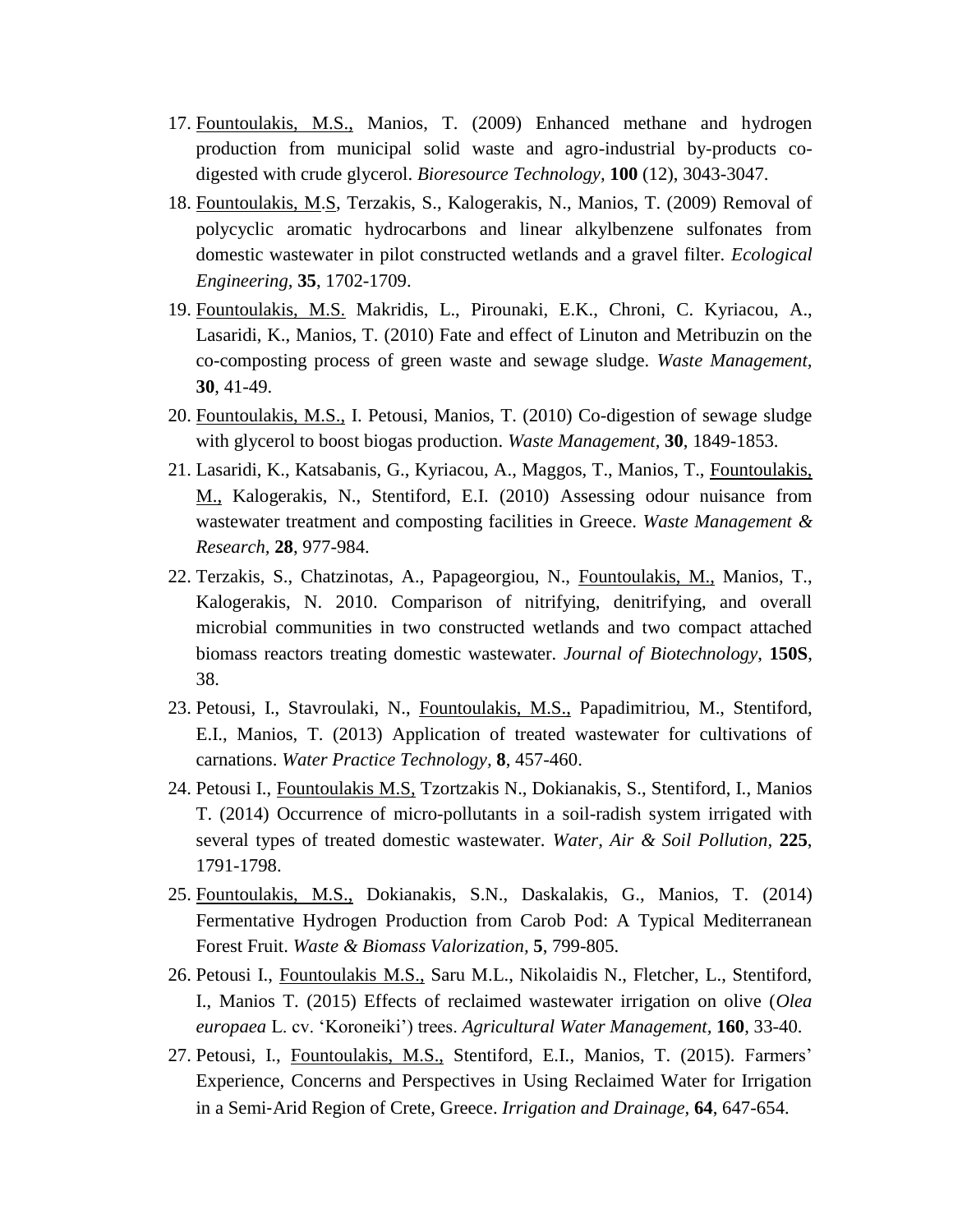17. <u>Fountoulakis, M.S.,</u> Manios, T. (2009) Enhanced methane and hydrogen production from municipal solid waste and agro-industrial by-products co-digested with crude glycerol. *Bioresource Technology,* **100** (12), 3043-3047.
18. <u>Fountoulakis, M.S</u>, Terzakis, S., Kalogerakis, N., Manios, T. (2009) Removal of polycyclic aromatic hydrocarbons and linear alkylbenzene sulfonates from domestic wastewater in pilot constructed wetlands and a gravel filter. *Ecological Engineering,* **35**, 1702-1709.
19. <u>Fountoulakis, M.S.</u> Makridis, L., Pirounaki, E.K., Chroni, C. Kyriacou, A., Lasaridi, K., Manios, T. (2010) Fate and effect of Linuton and Metribuzin on the co-composting process of green waste and sewage sludge. *Waste Management*, **30**, 41-49.
20. <u>Fountoulakis, M.S.,</u> I. Petousi, Manios, T. (2010) Co-digestion of sewage sludge with glycerol to boost biogas production. *Waste Management,* **30**, 1849-1853.
21. Lasaridi, K., Katsabanis, G., Kyriacou, A., Maggos, T., Manios, T., <u>Fountoulakis, M.,</u> Kalogerakis, N., Stentiford, E.I. (2010) Assessing odour nuisance from wastewater treatment and composting facilities in Greece. *Waste Management & Research,* **28**, 977-984.
22. Terzakis, S., Chatzinotas, A., Papageorgiou, N., <u>Fountoulakis, M.,</u> Manios, T., Kalogerakis, N. 2010. Comparison of nitrifying, denitrifying, and overall microbial communities in two constructed wetlands and two compact attached biomass reactors treating domestic wastewater. *Journal of Biotechnology*, **150S**, 38.
23. Petousi, I., Stavroulaki, N., <u>Fountoulakis, M.S.,</u> Papadimitriou, M., Stentiford, E.I., Manios, T. (2013) Application of treated wastewater for cultivations of carnations. *Water Practice Technology,* **8**, 457-460.
24. Petousi I., <u>Fountoulakis M.S,</u> Tzortzakis N., Dokianakis, S., Stentiford, I., Manios T. (2014) Occurrence of micro-pollutants in a soil-radish system irrigated with several types of treated domestic wastewater. *Water, Air & Soil Pollution,* **225**, 1791-1798.
25. <u>Fountoulakis, M.S.,</u> Dokianakis, S.N., Daskalakis, G., Manios, T. (2014) Fermentative Hydrogen Production from Carob Pod: A Typical Mediterranean Forest Fruit. *Waste & Biomass Valorization,* **5**, 799-805.
26. Petousi I., <u>Fountoulakis M.S.,</u> Saru M.L., Nikolaidis N., Fletcher, L., Stentiford, I., Manios T. (2015) Effects of reclaimed wastewater irrigation on olive (*Olea europaea* L. cv. 'Koroneiki') trees. *Agricultural Water Management,* **160**, 33-40.
27. Petousi, I., <u>Fountoulakis, M.S.,</u> Stentiford, E.I., Manios, T. (2015). Farmers' Experience, Concerns and Perspectives in Using Reclaimed Water for Irrigation in a Semi-Arid Region of Crete, Greece. *Irrigation and Drainage,* **64**, 647-654.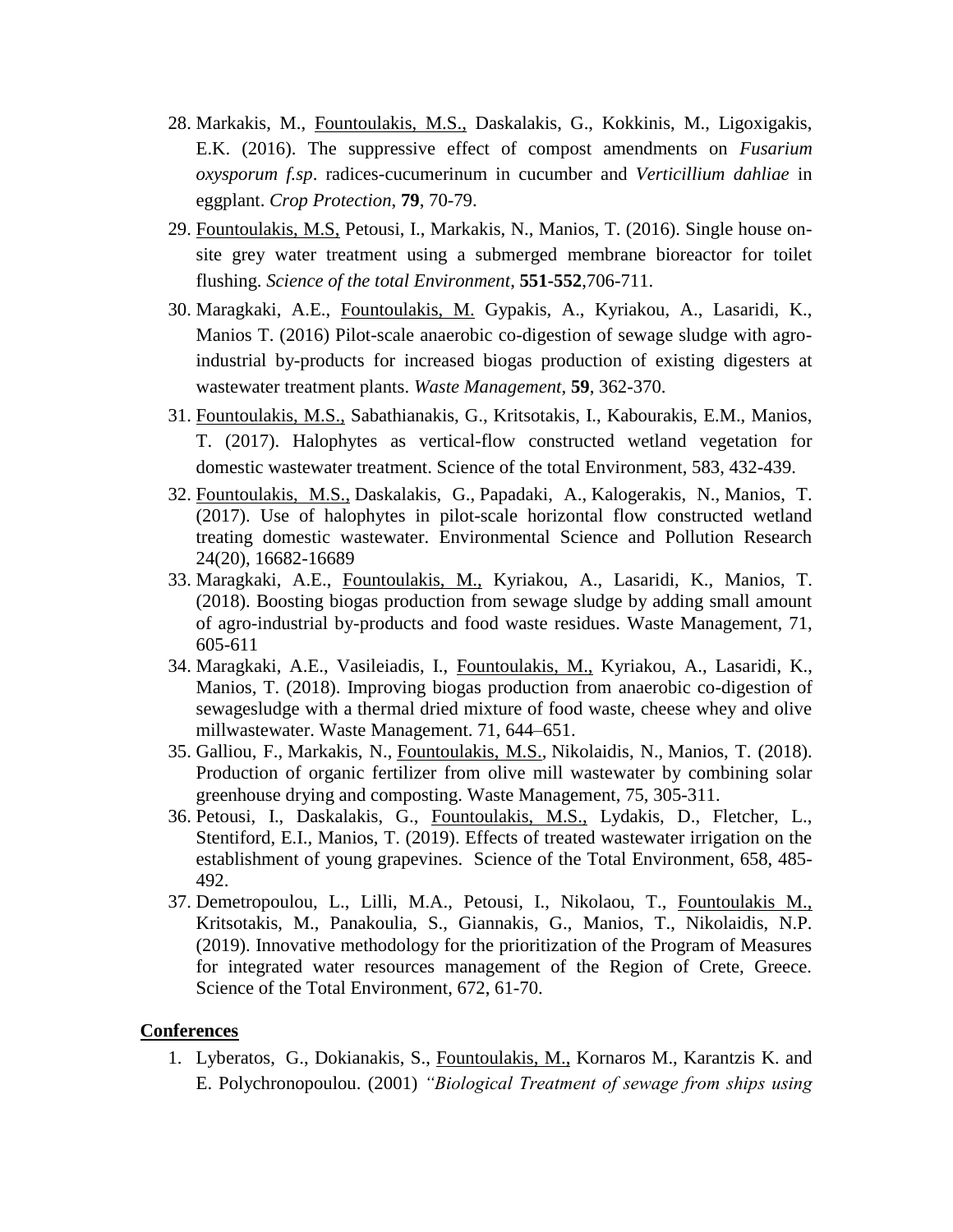28. Markakis, M., <u>Fountoulakis, M.S.,</u> Daskalakis, G., Kokkinis, M., Ligoxigakis, E.K. (2016). The suppressive effect of compost amendments on *Fusarium oxysporum f.sp*. radices-cucumerinum in cucumber and *Verticillium dahliae* in eggplant. *Crop Protection*, **79**, 70-79.
29. <u>Fountoulakis, M.S,</u> Petousi, I., Markakis, N., Manios, T. (2016). Single house on-site grey water treatment using a submerged membrane bioreactor for toilet flushing. *Science of the total Environment*, **551-552**,706-711.
30. Maragkaki, A.E., <u>Fountoulakis, M.</u> Gypakis, A., Kyriakou, A., Lasaridi, K., Manios T. (2016) Pilot-scale anaerobic co-digestion of sewage sludge with agro-industrial by-products for increased biogas production of existing digesters at wastewater treatment plants. *Waste Management*, **59**, 362-370.
31. <u>Fountoulakis, M.S.,</u> Sabathianakis, G., Kritsotakis, I., Kabourakis, E.M., Manios, T. (2017). Halophytes as vertical-flow constructed wetland vegetation for domestic wastewater treatment. Science of the total Environment, 583, 432-439.
32. <u>Fountoulakis, M.S.,</u> Daskalakis, G., Papadaki, A., Kalogerakis, N., Manios, T. (2017). Use of halophytes in pilot-scale horizontal flow constructed wetland treating domestic wastewater. Environmental Science and Pollution Research 24(20), 16682-16689
33. Maragkaki, A.E., <u>Fountoulakis, M.,</u> Kyriakou, A., Lasaridi, K., Manios, T. (2018). Boosting biogas production from sewage sludge by adding small amount of agro-industrial by-products and food waste residues. Waste Management, 71, 605-611
34. Maragkaki, A.E., Vasileiadis, I., <u>Fountoulakis, M.,</u> Kyriakou, A., Lasaridi, K., Manios, T. (2018). Improving biogas production from anaerobic co-digestion of sewagesludge with a thermal dried mixture of food waste, cheese whey and olive millwastewater. Waste Management. 71, 644–651.
35. Galliou, F., Markakis, N., <u>Fountoulakis, M.S.</u>, Nikolaidis, N., Manios, T. (2018). Production of organic fertilizer from olive mill wastewater by combining solar greenhouse drying and composting. Waste Management, 75, 305-311.
36. Petousi, I., Daskalakis, G., <u>Fountoulakis, M.S.,</u> Lydakis, D., Fletcher, L., Stentiford, E.I., Manios, T. (2019). Effects of treated wastewater irrigation on the establishment of young grapevines. Science of the Total Environment, 658, 485-492.
37. Demetropoulou, L., Lilli, M.A., Petousi, I., Nikolaou, T., <u>Fountoulakis M.,</u> Kritsotakis, M., Panakoulia, S., Giannakis, G., Manios, T., Nikolaidis, N.P. (2019). Innovative methodology for the prioritization of the Program of Measures for integrated water resources management of the Region of Crete, Greece. Science of the Total Environment, 672, 61-70.

**<u>Conferences</u>**

1. Lyberatos, G., Dokianakis, S., <u>Fountoulakis, M.,</u> Kornaros M., Karantzis K. and E. Polychronopoulou. (2001) *"Biological Treatment of sewage from ships using*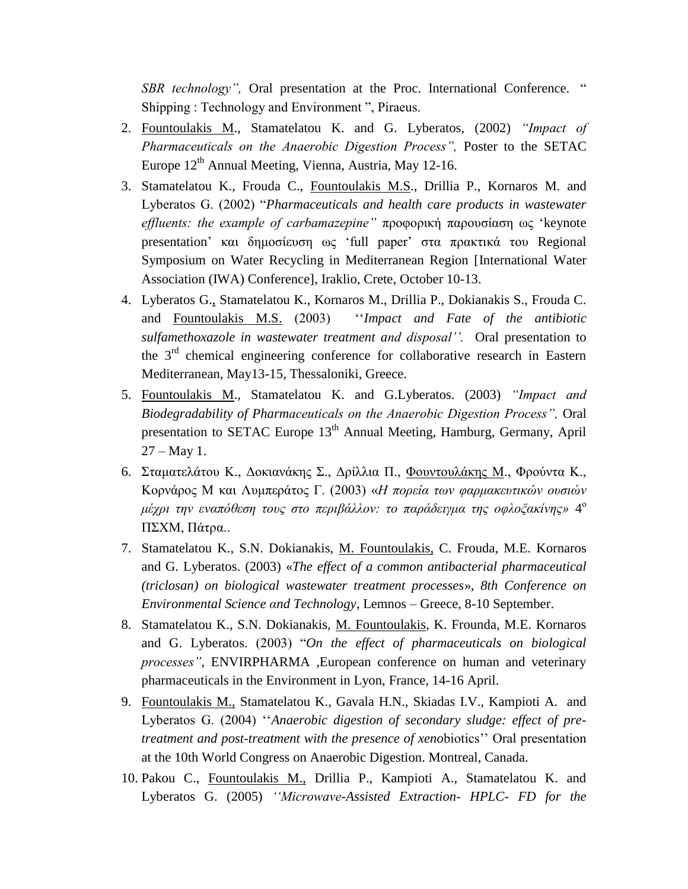*SBR technology",* Oral presentation at the Proc. International Conference. " Shipping : Technology and Environment ", Piraeus.

2. Fountoulakis M., Stamatelatou K. and G. Lyberatos, (2002) *"Impact of Pharmaceuticals on the Anaerobic Digestion Process",* Poster to the SETAC Europe 12th Annual Meeting, Vienna, Austria, May 12-16.
3. Stamatelatou K., Frouda C., Fountoulakis M.S., Drillia P., Kornaros M. and Lyberatos G. (2002) "*Pharmaceuticals and health care products in wastewater effluents: the example of carbamazepine"* προφορική παρουσίαση ως 'keynote presentation' και δημοσίευση ως 'full paper' στα πρακτικά του Regional Symposium on Water Recycling in Mediterranean Region [International Water Association (IWA) Conference], Iraklio, Crete, October 10-13.
4. Lyberatos G., Stamatelatou K., Kornaros M., Drillia P., Dokianakis S., Frouda C. and Fountoulakis M.S. (2003) ''*Impact and Fate of the antibiotic sulfamethoxazole in wastewater treatment and disposal''.* Oral presentation to the 3rd chemical engineering conference for collaborative research in Eastern Mediterranean, May13-15, Thessaloniki, Greece.
5. Fountoulakis M., Stamatelatou K. and G.Lyberatos. (2003) *"Impact and Biodegradability of Pharmaceuticals on the Anaerobic Digestion Process",* Oral presentation to SETAC Europe 13th Annual Meeting, Hamburg, Germany, April 27 – May 1.
6. Σταματελάτου Κ., Δοκιανάκης Σ., Δρίλλια Π., Φουντουλάκης Μ., Φρούντα Κ., Κορνάρος Μ και Λυμπεράτος Γ. (2003) «*Η πορεία των φαρμακευτικών ουσιών μέχρι την εναπόθεση τους στο περιβάλλον: το παράδειγμα της οφλοξακίνης*» 4ο ΠΣΧΜ, Πάτρα..
7. Stamatelatou K., S.N. Dokianakis, M. Fountoulakis, C. Frouda, M.E. Kornaros and G. Lyberatos. (2003) «*The effect of a common antibacterial pharmaceutical (triclosan) on biological wastewater treatment processes*», *8th Conference on Environmental Science αnd Technology*, Lemnos – Greece, 8-10 September.
8. Stamatelatou K., S.N. Dokianakis, M. Fountoulakis, K. Frounda, M.E. Kornaros and G. Lyberatos. (2003) "*On the effect of pharmaceuticals on biological processes"*, ENVIRPHARMA ,European conference on human and veterinary pharmaceuticals in the Environment in Lyon, France, 14-16 April.
9. Fountoulakis M., Stamatelatou K., Gavala H.N., Skiadas I.V., Kampioti A. and Lyberatos G. (2004) ''*Anaerobic digestion of secondary sludge: effect of pre-treatment and post-treatment with the presence of xeno*biotics'' Oral presentation at the 10th World Congress on Anaerobic Digestion. Montreal, Canada.
10. Pakou C., Fountoulakis M., Drillia P., Kampioti A., Stamatelatou K. and Lyberatos G. (2005) *''Microwave-Assisted Extraction- HPLC- FD for the*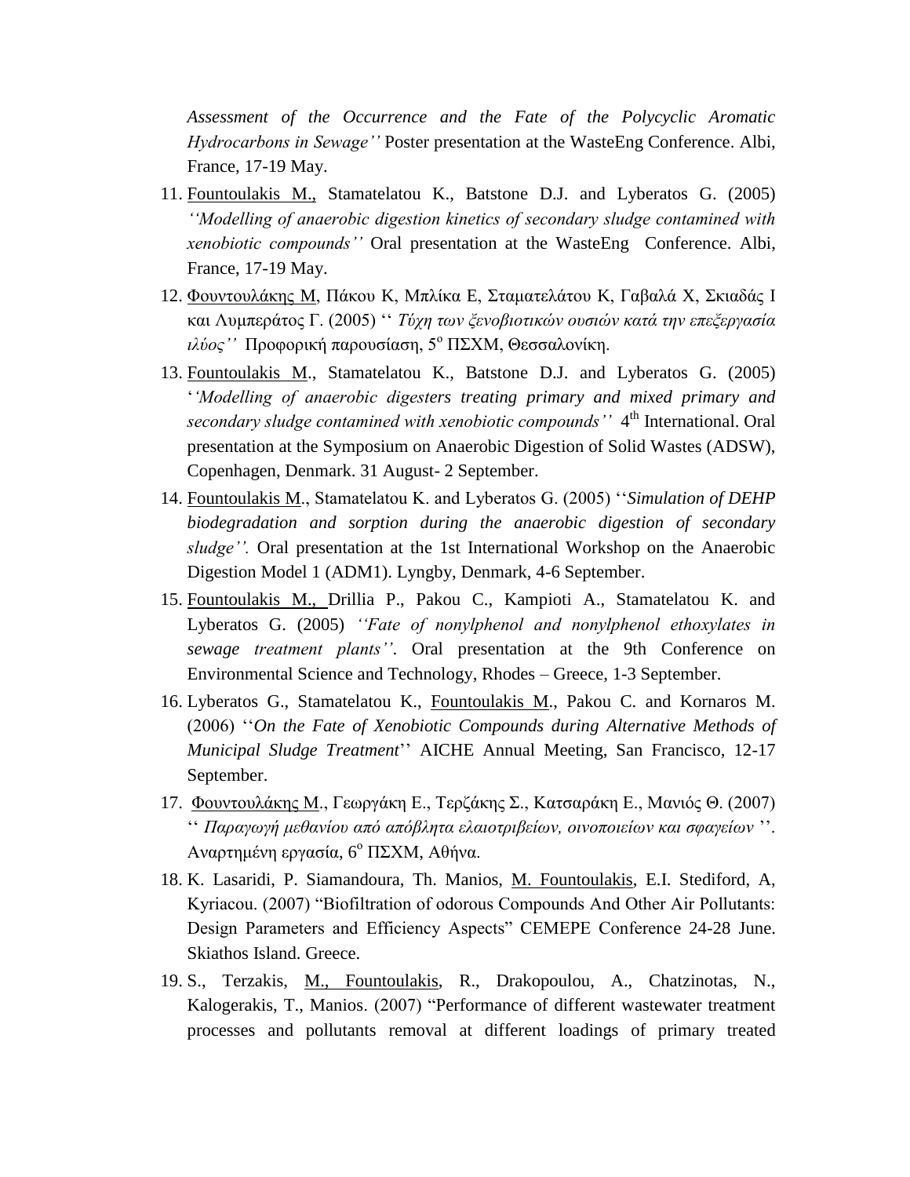*Assessment of the Occurrence and the Fate of the Polycyclic Aromatic Hydrocarbons in Sewage''* Poster presentation at the WasteEng Conference. Albi, France, 17-19 May.

11. <u>Fountoulakis M.,</u> Stamatelatou K., Batstone D.J. and Lyberatos G. (2005) *''Modelling of anaerobic digestion kinetics of secondary sludge contamined with xenobiotic compounds''* Oral presentation at the WasteEng Conference. Albi, France, 17-19 May.
12. <u>Φουντουλάκης Μ</u>, Πάκου Κ, Μπλίκα Ε, Σταματελάτου Κ, Γαβαλά Χ, Σκιαδάς Ι και Λυμπεράτος Γ. (2005) '' *Τύχη των ξενοβιοτικών ουσιών κατά την επεξεργασία ιλύος''* Προφορική παρουσίαση, 5ο ΠΣΧΜ, Θεσσαλονίκη.
13. <u>Fountoulakis M</u>., Stamatelatou K., Batstone D.J. and Lyberatos G. (2005) '*'Modelling of anaerobic digesters treating primary and mixed primary and secondary sludge contamined with xenobiotic compounds''* 4th International. Oral presentation at the Symposium on Anaerobic Digestion of Solid Wastes (ADSW), Copenhagen, Denmark. 31 August- 2 September.
14. <u>Fountoulakis M</u>., Stamatelatou K. and Lyberatos G. (2005) ''*Simulation of DEHP biodegradation and sorption during the anaerobic digestion of secondary sludge''.* Oral presentation at the 1st International Workshop on the Anaerobic Digestion Model 1 (ADM1). Lyngby, Denmark, 4-6 September.
15. <u>Fountoulakis M.,</u> Drillia P., Pakou C., Kampioti A., Stamatelatou K. and Lyberatos G. (2005) *''Fate of nonylphenol and nonylphenol ethoxylates in sewage treatment plants''*. Oral presentation at the 9th Conference on Environmental Science and Technology, Rhodes – Greece, 1-3 September.
16. Lyberatos G., Stamatelatou K., <u>Fountoulakis M</u>., Pakou C. and Kornaros M. (2006) ''*On the Fate of Xenobiotic Compounds during Alternative Methods of Municipal Sludge Treatment*'' AICHE Annual Meeting, San Francisco, 12-17 September.
17. <u>Φουντουλάκης Μ</u>., Γεωργάκη Ε., Τερζάκης Σ., Κατσαράκη Ε., Μανιός Θ. (2007) '' *Παραγωγή μεθανίου από απόβλητα ελαιοτριβείων, οινοποιείων και σφαγείων* ''. Αναρτημένη εργασία, 6ο ΠΣΧΜ, Αθήνα.
18. K. Lasaridi, P. Siamandoura, Th. Manios, <u>M. Fountoulakis</u>, E.I. Stediford, A, Kyriacou. (2007) "Biofiltration of odorous Compounds And Other Air Pollutants: Design Parameters and Efficiency Aspects" CEMEPE Conference 24-28 June. Skiathos Island. Greece.
19. S., Terzakis, <u>M., Fountoulakis</u>, R., Drakopoulou, A., Chatzinotas, N., Kalogerakis, T., Manios. (2007) "Performance of different wastewater treatment processes and pollutants removal at different loadings of primary treated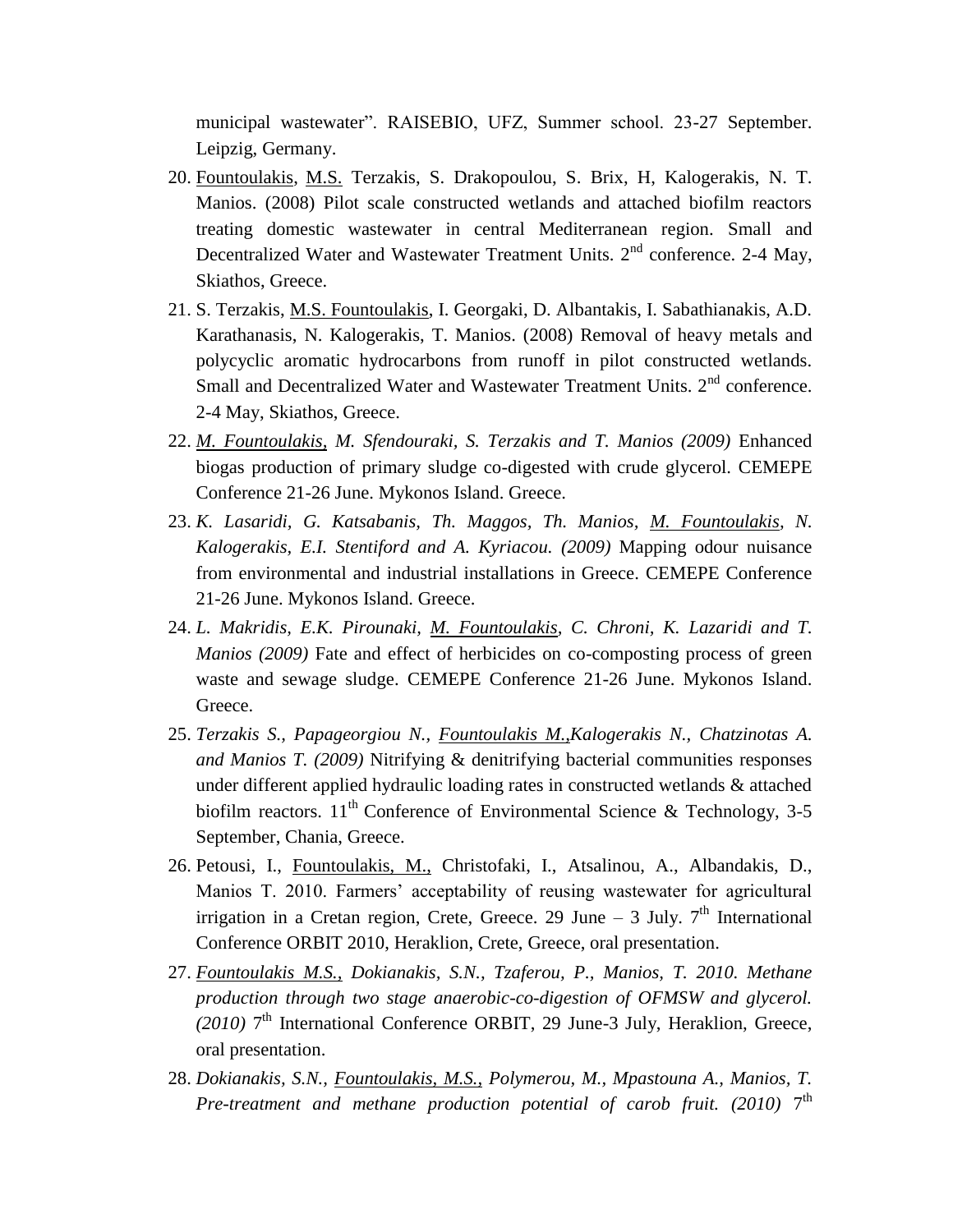municipal wastewater". RAISEBIO, UFZ, Summer school. 23-27 September. Leipzig, Germany.

20. <u>Fountoulakis</u>, <u>M.S.</u> Terzakis, S. Drakopoulou, S. Brix, H, Kalogerakis, N. T. Manios. (2008) Pilot scale constructed wetlands and attached biofilm reactors treating domestic wastewater in central Mediterranean region. Small and Decentralized Water and Wastewater Treatment Units. 2nd conference. 2-4 May, Skiathos, Greece.
21. S. Terzakis, <u>M.S. Fountoulakis</u>, I. Georgaki, D. Albantakis, I. Sabathianakis, A.D. Karathanasis, N. Kalogerakis, T. Manios. (2008) Removal of heavy metals and polycyclic aromatic hydrocarbons from runoff in pilot constructed wetlands. Small and Decentralized Water and Wastewater Treatment Units. 2nd conference. 2-4 May, Skiathos, Greece.
22. *<u>M. Fountoulakis</u>, M. Sfendouraki, S. Terzakis and T. Manios (2009)* Enhanced biogas production of primary sludge co-digested with crude glycerol. CEMEPE Conference 21-26 June. Mykonos Island. Greece.
23. *K. Lasaridi, G. Katsabanis, Th. Maggos, Th. Manios, <u>M. Fountoulakis</u>, N. Kalogerakis, E.I. Stentiford and A. Kyriacou. (2009)* Mapping odour nuisance from environmental and industrial installations in Greece. CEMEPE Conference 21-26 June. Mykonos Island. Greece.
24. *L. Makridis, E.K. Pirounaki, <u>M. Fountoulakis</u>, C. Chroni, K. Lazaridi and T. Manios (2009)* Fate and effect of herbicides on co-composting process of green waste and sewage sludge. CEMEPE Conference 21-26 June. Mykonos Island. Greece.
25. *Terzakis S., Papageorgiou N., <u>Fountoulakis M.</u>,Kalogerakis N., Chatzinotas A. and Manios T. (2009)* Nitrifying & denitrifying bacterial communities responses under different applied hydraulic loading rates in constructed wetlands & attached biofilm reactors. 11th Conference of Environmental Science & Technology, 3-5 September, Chania, Greece.
26. Petousi, I., <u>Fountoulakis, M.,</u> Christofaki, I., Atsalinou, A., Albandakis, D., Manios T. 2010. Farmers' acceptability of reusing wastewater for agricultural irrigation in a Cretan region, Crete, Greece. 29 June – 3 July. 7th International Conference ORBIT 2010, Heraklion, Crete, Greece, oral presentation.
27. *<u>Fountoulakis M.S.,</u> Dokianakis, S.N., Tzaferou, P., Manios, T. 2010. Methane production through two stage anaerobic-co-digestion of OFMSW and glycerol. (2010)* 7th International Conference ORBIT, 29 June-3 July, Heraklion, Greece, oral presentation.
28. *Dokianakis, S.N., <u>Fountoulakis, M.S.,</u> Polymerou, M., Mpastouna A., Manios, T. Pre-treatment and methane production potential of carob fruit. (2010)* 7th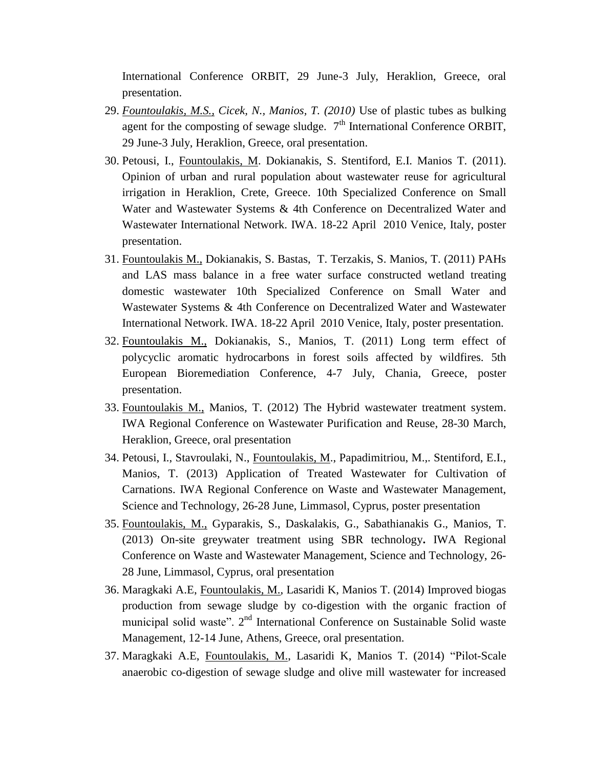International Conference ORBIT, 29 June-3 July, Heraklion, Greece, oral presentation.

29. *Fountoulakis, M.S., Cicek, N., Manios, T. (2010)* Use of plastic tubes as bulking agent for the composting of sewage sludge. 7th International Conference ORBIT, 29 June-3 July, Heraklion, Greece, oral presentation.
30. Petousi, I., Fountoulakis, M. Dokianakis, S. Stentiford, E.I. Manios T. (2011). Opinion of urban and rural population about wastewater reuse for agricultural irrigation in Heraklion, Crete, Greece. 10th Specialized Conference on Small Water and Wastewater Systems & 4th Conference on Decentralized Water and Wastewater International Network. IWA. 18-22 April 2010 Venice, Italy, poster presentation.
31. Fountoulakis M., Dokianakis, S. Bastas, T. Terzakis, S. Manios, T. (2011) PAHs and LAS mass balance in a free water surface constructed wetland treating domestic wastewater 10th Specialized Conference on Small Water and Wastewater Systems & 4th Conference on Decentralized Water and Wastewater International Network. IWA. 18-22 April 2010 Venice, Italy, poster presentation.
32. Fountoulakis M., Dokianakis, S., Manios, T. (2011) Long term effect of polycyclic aromatic hydrocarbons in forest soils affected by wildfires. 5th European Bioremediation Conference, 4-7 July, Chania, Greece, poster presentation.
33. Fountoulakis M., Manios, T. (2012) The Hybrid wastewater treatment system. IWA Regional Conference on Wastewater Purification and Reuse, 28-30 March, Heraklion, Greece, oral presentation
34. Petousi, I., Stavroulaki, N., Fountoulakis, M., Papadimitriou, M.,. Stentiford, E.I., Manios, T. (2013) Application of Treated Wastewater for Cultivation of Carnations. IWA Regional Conference on Waste and Wastewater Management, Science and Technology, 26-28 June, Limmasol, Cyprus, poster presentation
35. Fountoulakis, M., Gyparakis, S., Daskalakis, G., Sabathianakis G., Manios, T. (2013) On-site greywater treatment using SBR technology**.** IWA Regional Conference on Waste and Wastewater Management, Science and Technology, 26-28 June, Limmasol, Cyprus, oral presentation
36. Maragkaki A.E, Fountoulakis, M., Lasaridi K, Manios T. (2014) Improved biogas production from sewage sludge by co-digestion with the organic fraction of municipal solid waste". 2nd International Conference on Sustainable Solid waste Management, 12-14 June, Athens, Greece, oral presentation.
37. Maragkaki A.E, Fountoulakis, M., Lasaridi K, Manios T. (2014) "Pilot-Scale anaerobic co-digestion of sewage sludge and olive mill wastewater for increased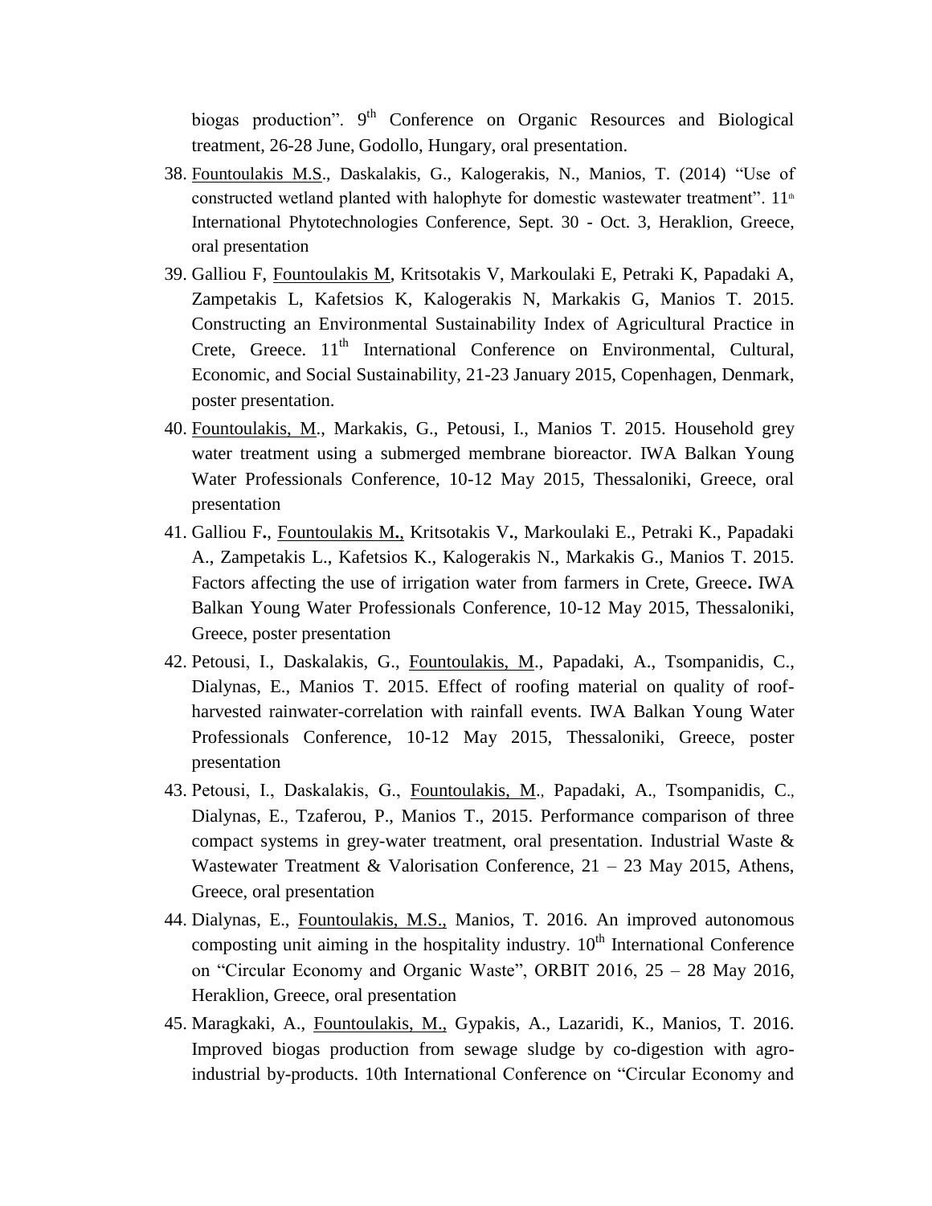biogas production". 9th Conference on Organic Resources and Biological treatment, 26-28 June, Godollo, Hungary, oral presentation.

38. Fountoulakis M.S., Daskalakis, G., Kalogerakis, N., Manios, T. (2014) "Use of constructed wetland planted with halophyte for domestic wastewater treatment". 11th International Phytotechnologies Conference, Sept. 30 - Oct. 3, Heraklion, Greece, oral presentation
39. Galliou F, Fountoulakis M, Kritsotakis V, Markoulaki E, Petraki K, Papadaki A, Zampetakis L, Kafetsios K, Kalogerakis N, Markakis G, Manios T. 2015. Constructing an Environmental Sustainability Index of Agricultural Practice in Crete, Greece. 11th International Conference on Environmental, Cultural, Economic, and Social Sustainability, 21-23 January 2015, Copenhagen, Denmark, poster presentation.
40. Fountoulakis, M., Markakis, G., Petousi, I., Manios T. 2015. Household grey water treatment using a submerged membrane bioreactor. IWA Balkan Young Water Professionals Conference, 10-12 May 2015, Thessaloniki, Greece, oral presentation
41. Galliou F**.**, Fountoulakis M**.**, Kritsotakis V**.**, Markoulaki E., Petraki K., Papadaki A., Zampetakis L., Kafetsios K., Kalogerakis N., Markakis G., Manios T. 2015. Factors affecting the use of irrigation water from farmers in Crete, Greece**.** IWA Balkan Young Water Professionals Conference, 10-12 May 2015, Thessaloniki, Greece, poster presentation
42. Petousi, I., Daskalakis, G., Fountoulakis, M., Papadaki, A., Tsompanidis, C., Dialynas, E., Manios T. 2015. Effect of roofing material on quality of roof-harvested rainwater-correlation with rainfall events. IWA Balkan Young Water Professionals Conference, 10-12 May 2015, Thessaloniki, Greece, poster presentation
43. Petousi, I., Daskalakis, G., Fountoulakis, M., Papadaki, A., Tsompanidis, C., Dialynas, E., Tzaferou, P., Manios T., 2015. Performance comparison of three compact systems in grey-water treatment, oral presentation. Industrial Waste & Wastewater Treatment & Valorisation Conference, 21 – 23 May 2015, Athens, Greece, oral presentation
44. Dialynas, E., Fountoulakis, M.S., Manios, T. 2016. An improved autonomous composting unit aiming in the hospitality industry. 10th International Conference on "Circular Economy and Organic Waste", ORBIT 2016, 25 – 28 May 2016, Heraklion, Greece, oral presentation
45. Maragkaki, A., Fountoulakis, M., Gypakis, A., Lazaridi, K., Manios, T. 2016. Improved biogas production from sewage sludge by co-digestion with agro-industrial by-products. 10th International Conference on "Circular Economy and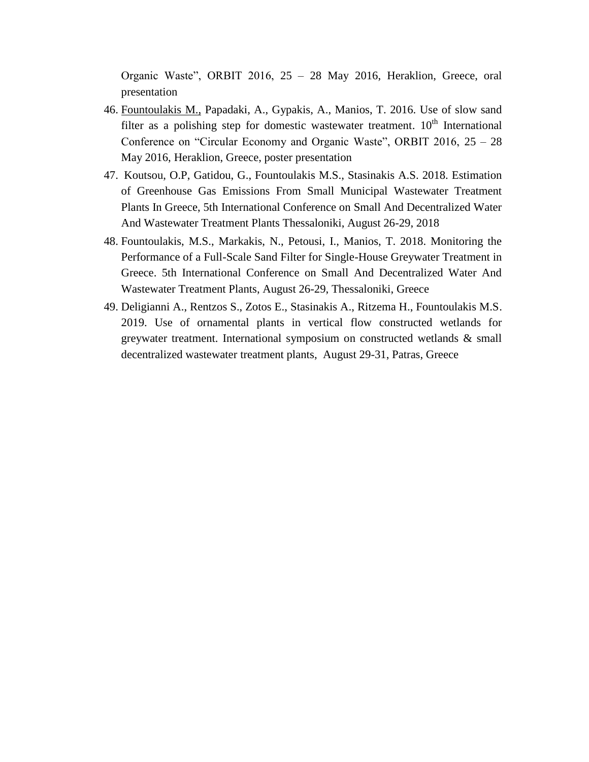Organic Waste", ORBIT 2016, 25 – 28 May 2016, Heraklion, Greece, oral presentation

46. Fountoulakis M., Papadaki, A., Gypakis, A., Manios, T. 2016. Use of slow sand filter as a polishing step for domestic wastewater treatment. 10th International Conference on "Circular Economy and Organic Waste", ORBIT 2016, 25 – 28 May 2016, Heraklion, Greece, poster presentation
47. Koutsou, O.P, Gatidou, G., Fountoulakis M.S., Stasinakis A.S. 2018. Estimation of Greenhouse Gas Emissions From Small Municipal Wastewater Treatment Plants In Greece, 5th International Conference on Small And Decentralized Water And Wastewater Treatment Plants Thessaloniki, August 26-29, 2018
48. Fountoulakis, M.S., Markakis, N., Petousi, I., Manios, T. 2018. Monitoring the Performance of a Full-Scale Sand Filter for Single-House Greywater Treatment in Greece. 5th International Conference on Small And Decentralized Water And Wastewater Treatment Plants, August 26-29, Thessaloniki, Greece
49. Deligianni A., Rentzos S., Zotos E., Stasinakis A., Ritzema H., Fountoulakis M.S. 2019. Use of ornamental plants in vertical flow constructed wetlands for greywater treatment. International symposium on constructed wetlands & small decentralized wastewater treatment plants, August 29-31, Patras, Greece